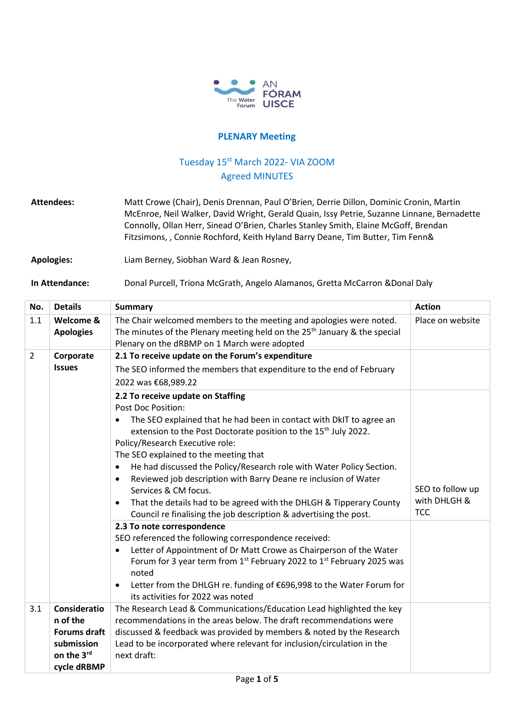AN FÓRAM UISCE
The Water Forum

**PLENARY Meeting**

Tuesday 15st March 2022- VIA ZOOM
Agreed MINUTES

**Attendees:** Matt Crowe (Chair), Denis Drennan, Paul O'Brien, Derrie Dillon, Dominic Cronin, Martin McEnroe, Neil Walker, David Wright, Gerald Quain, Issy Petrie, Suzanne Linnane, Bernadette Connolly, Ollan Herr, Sinead O'Brien, Charles Stanley Smith, Elaine McGoff, Brendan Fitzsimons, , Connie Rochford, Keith Hyland Barry Deane, Tim Butter, Tim Fenn&

**Apologies:** Liam Berney, Siobhan Ward & Jean Rosney,

**In Attendance:** Donal Purcell, Triona McGrath, Angelo Alamanos, Gretta McCarron &Donal Daly

| No. | Details | Summary | Action |
|---|---|---|---|
| 1.1 | **Welcome & Apologies** | The Chair welcomed members to the meeting and apologies were noted. The minutes of the Plenary meeting held on the 25th January & the special Plenary on the dRBMP on 1 March were adopted | Place on website |
| 2 | **Corporate Issues** | **2.1 To receive update on the Forum's expenditure**<br>The SEO informed the members that expenditure to the end of February 2022 was €68,989.22 | |
| | | **2.2 To receive update on Staffing**<br>Post Doc Position:<br>• The SEO explained that he had been in contact with DkIT to agree an extension to the Post Doctorate position to the 15th July 2022.<br>Policy/Research Executive role:<br>The SEO explained to the meeting that<br>• He had discussed the Policy/Research role with Water Policy Section.<br>• Reviewed job description with Barry Deane re inclusion of Water Services & CM focus.<br>• That the details had to be agreed with the DHLGH & Tipperary County Council re finalising the job description & advertising the post. | SEO to follow up with DHLGH & TCC |
| | | **2.3 To note correspondence**<br>SEO referenced the following correspondence received:<br>• Letter of Appointment of Dr Matt Crowe as Chairperson of the Water Forum for 3 year term from 1st February 2022 to 1st February 2025 was noted<br>• Letter from the DHLGH re. funding of €696,998 to the Water Forum for its activities for 2022 was noted | |
| 3.1 | **Consideration of the Forums draft submission on the 3rd cycle dRBMP** | The Research Lead & Communications/Education Lead highlighted the key recommendations in the areas below. The draft recommendations were discussed & feedback was provided by members & noted by the Research Lead to be incorporated where relevant for inclusion/circulation in the next draft: | |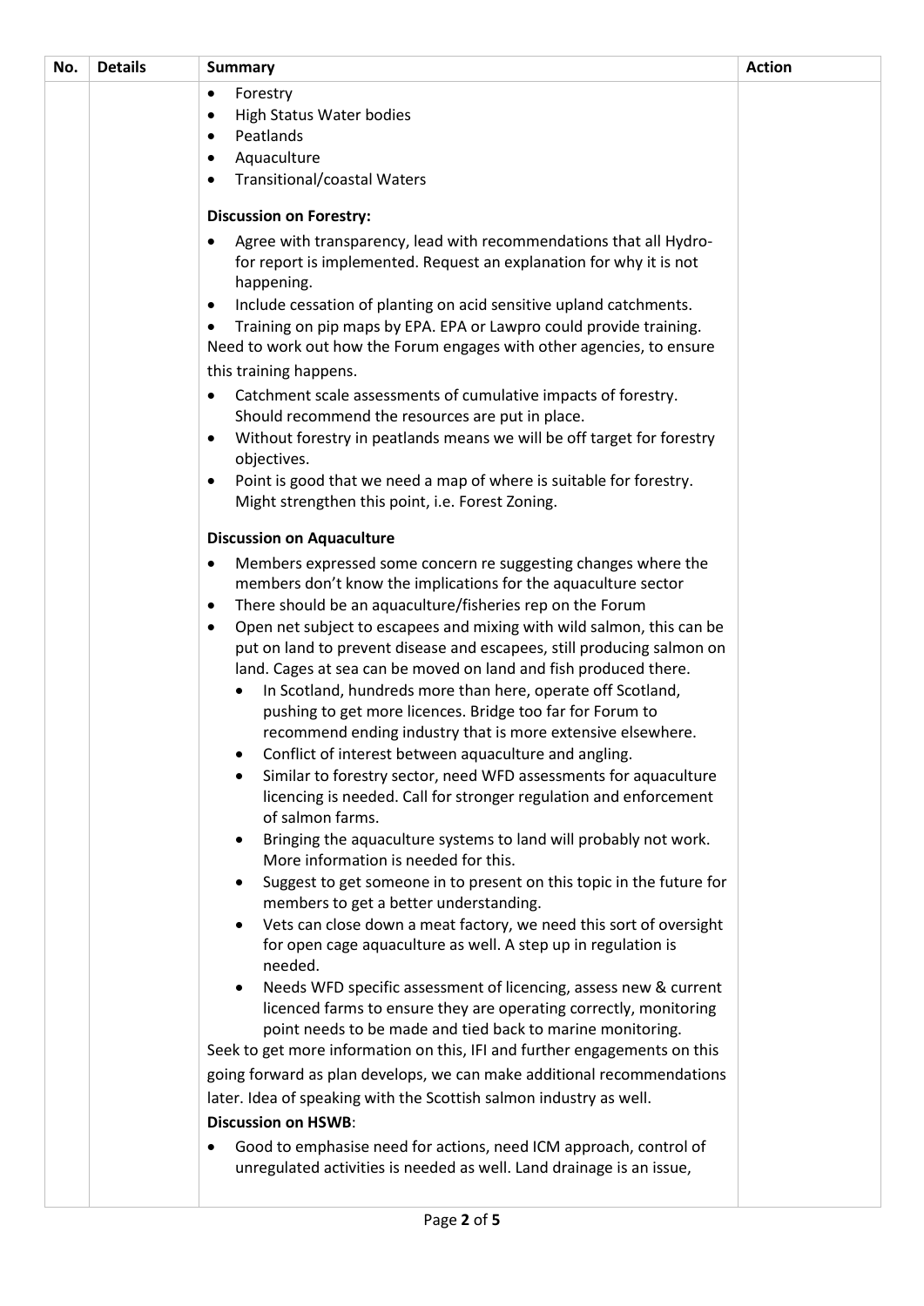| No. | Details | Summary | Action |
|---|---|---|---|
| | | • Forestry<br>• High Status Water bodies<br>• Peatlands<br>• Aquaculture<br>• Transitional/coastal Waters<br><br>**Discussion on Forestry:**<br>• Agree with transparency, lead with recommendations that all Hydro-for report is implemented. Request an explanation for why it is not happening.<br>• Include cessation of planting on acid sensitive upland catchments.<br>• Training on pip maps by EPA. EPA or Lawpro could provide training.<br>Need to work out how the Forum engages with other agencies, to ensure this training happens.<br>• Catchment scale assessments of cumulative impacts of forestry. Should recommend the resources are put in place.<br>• Without forestry in peatlands means we will be off target for forestry objectives.<br>• Point is good that we need a map of where is suitable for forestry. Might strengthen this point, i.e. Forest Zoning.<br><br>**Discussion on Aquaculture**<br>• Members expressed some concern re suggesting changes where the members don't know the implications for the aquaculture sector<br>• There should be an aquaculture/fisheries rep on the Forum<br>• Open net subject to escapees and mixing with wild salmon, this can be put on land to prevent disease and escapees, still producing salmon on land. Cages at sea can be moved on land and fish produced there.<br>  ◦ In Scotland, hundreds more than here, operate off Scotland, pushing to get more licences. Bridge too far for Forum to recommend ending industry that is more extensive elsewhere.<br>  ◦ Conflict of interest between aquaculture and angling.<br>  ◦ Similar to forestry sector, need WFD assessments for aquaculture licencing is needed. Call for stronger regulation and enforcement of salmon farms.<br>  ◦ Bringing the aquaculture systems to land will probably not work. More information is needed for this.<br>  ◦ Suggest to get someone in to present on this topic in the future for members to get a better understanding.<br>  ◦ Vets can close down a meat factory, we need this sort of oversight for open cage aquaculture as well. A step up in regulation is needed.<br>  ◦ Needs WFD specific assessment of licencing, assess new & current licenced farms to ensure they are operating correctly, monitoring point needs to be made and tied back to marine monitoring.<br>Seek to get more information on this, IFI and further engagements on this going forward as plan develops, we can make additional recommendations later. Idea of speaking with the Scottish salmon industry as well.<br>**Discussion on HSWB**:<br>• Good to emphasise need for actions, need ICM approach, control of unregulated activities is needed as well. Land drainage is an issue, | |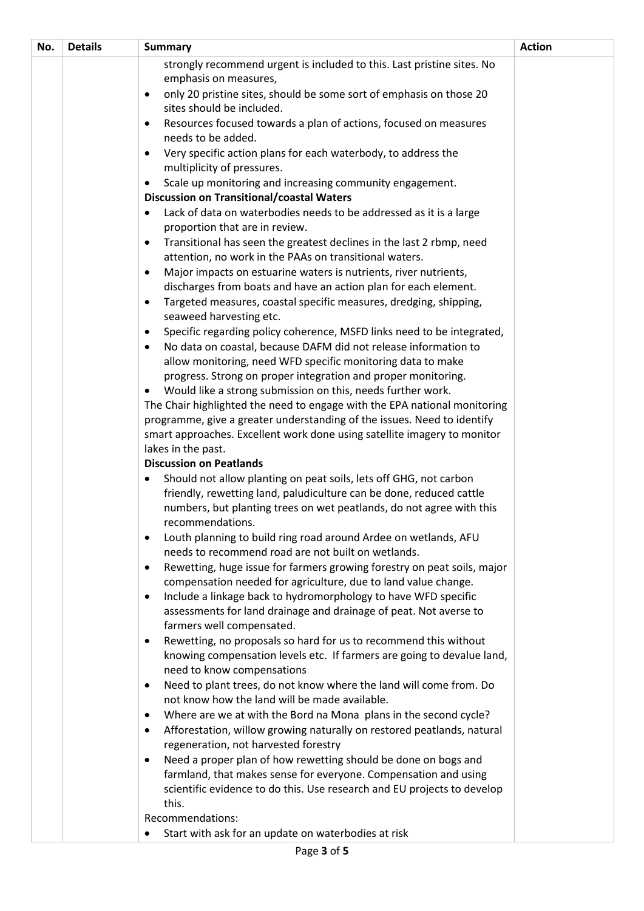| No. | Details | Summary | Action |
|---|---|---|---|
| | | strongly recommend urgent is included to this. Last pristine sites. No emphasis on measures,<br>• only 20 pristine sites, should be some sort of emphasis on those 20 sites should be included.<br>• Resources focused towards a plan of actions, focused on measures needs to be added.<br>• Very specific action plans for each waterbody, to address the multiplicity of pressures.<br>• Scale up monitoring and increasing community engagement.<br>**Discussion on Transitional/coastal Waters**<br>• Lack of data on waterbodies needs to be addressed as it is a large proportion that are in review.<br>• Transitional has seen the greatest declines in the last 2 rbmp, need attention, no work in the PAAs on transitional waters.<br>• Major impacts on estuarine waters is nutrients, river nutrients, discharges from boats and have an action plan for each element.<br>• Targeted measures, coastal specific measures, dredging, shipping, seaweed harvesting etc.<br>• Specific regarding policy coherence, MSFD links need to be integrated,<br>• No data on coastal, because DAFM did not release information to allow monitoring, need WFD specific monitoring data to make progress. Strong on proper integration and proper monitoring.<br>• Would like a strong submission on this, needs further work.<br>The Chair highlighted the need to engage with the EPA national monitoring programme, give a greater understanding of the issues. Need to identify smart approaches. Excellent work done using satellite imagery to monitor lakes in the past.<br>**Discussion on Peatlands**<br>• Should not allow planting on peat soils, lets off GHG, not carbon friendly, rewetting land, paludiculture can be done, reduced cattle numbers, but planting trees on wet peatlands, do not agree with this recommendations.<br>• Louth planning to build ring road around Ardee on wetlands, AFU needs to recommend road are not built on wetlands.<br>• Rewetting, huge issue for farmers growing forestry on peat soils, major compensation needed for agriculture, due to land value change.<br>• Include a linkage back to hydromorphology to have WFD specific assessments for land drainage and drainage of peat. Not averse to farmers well compensated.<br>• Rewetting, no proposals so hard for us to recommend this without knowing compensation levels etc. If farmers are going to devalue land, need to know compensations<br>• Need to plant trees, do not know where the land will come from. Do not know how the land will be made available.<br>• Where are we at with the Bord na Mona plans in the second cycle?<br>• Afforestation, willow growing naturally on restored peatlands, natural regeneration, not harvested forestry<br>• Need a proper plan of how rewetting should be done on bogs and farmland, that makes sense for everyone. Compensation and using scientific evidence to do this. Use research and EU projects to develop this.<br>Recommendations:<br>• Start with ask for an update on waterbodies at risk | |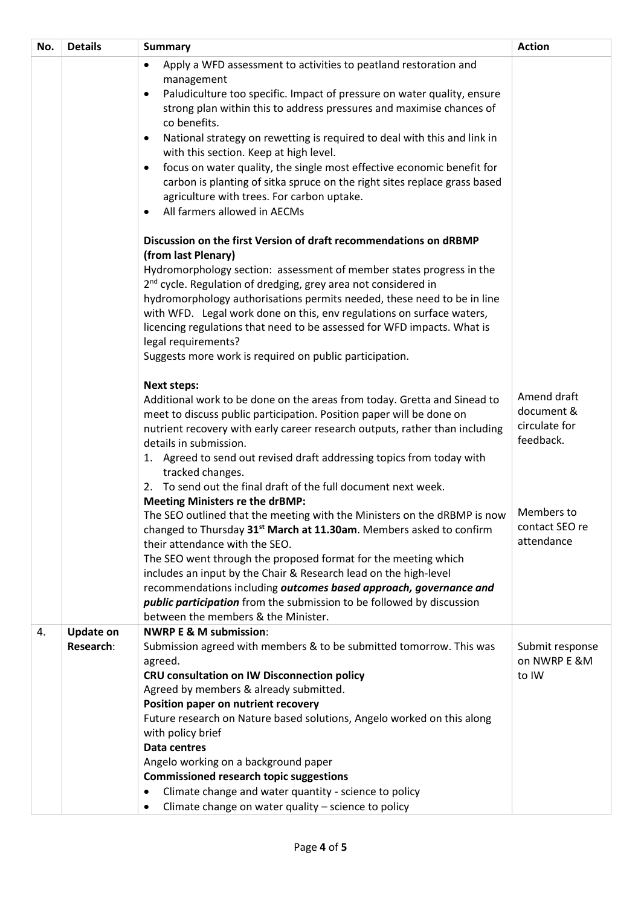| No. | Details | Summary | Action |
|---|---|---|---|
| | | • Apply a WFD assessment to activities to peatland restoration and management<br>• Paludiculture too specific. Impact of pressure on water quality, ensure strong plan within this to address pressures and maximise chances of co benefits.<br>• National strategy on rewetting is required to deal with this and link in with this section. Keep at high level.<br>• focus on water quality, the single most effective economic benefit for carbon is planting of sitka spruce on the right sites replace grass based agriculture with trees. For carbon uptake.<br>• All farmers allowed in AECMs<br><br>**Discussion on the first Version of draft recommendations on dRBMP (from last Plenary)**<br>Hydromorphology section: assessment of member states progress in the 2nd cycle. Regulation of dredging, grey area not considered in hydromorphology authorisations permits needed, these need to be in line with WFD. Legal work done on this, env regulations on surface waters, licencing regulations that need to be assessed for WFD impacts. What is legal requirements?<br>Suggests more work is required on public participation.<br><br>**Next steps:**<br>Additional work to be done on the areas from today. Gretta and Sinead to meet to discuss public participation. Position paper will be done on nutrient recovery with early career research outputs, rather than including details in submission.<br>1. Agreed to send out revised draft addressing topics from today with tracked changes.<br>2. To send out the final draft of the full document next week.<br>**Meeting Ministers re the drBMP:**<br>The SEO outlined that the meeting with the Ministers on the dRBMP is now changed to Thursday **31st March at 11.30am**. Members asked to confirm their attendance with the SEO.<br>The SEO went through the proposed format for the meeting which includes an input by the Chair & Research lead on the high-level recommendations including ***outcomes based approach, governance and public participation*** from the submission to be followed by discussion between the members & the Minister. | Amend draft document & circulate for feedback.<br><br>Members to contact SEO re attendance |
| 4. | **Update on Research**: | **NWRP E & M submission**:<br>Submission agreed with members & to be submitted tomorrow. This was agreed.<br>**CRU consultation on IW Disconnection policy**<br>Agreed by members & already submitted.<br>**Position paper on nutrient recovery**<br>Future research on Nature based solutions, Angelo worked on this along with policy brief<br>**Data centres**<br>Angelo working on a background paper<br>**Commissioned research topic suggestions**<br>• Climate change and water quantity - science to policy<br>• Climate change on water quality – science to policy | Submit response on NWRP E &M to IW |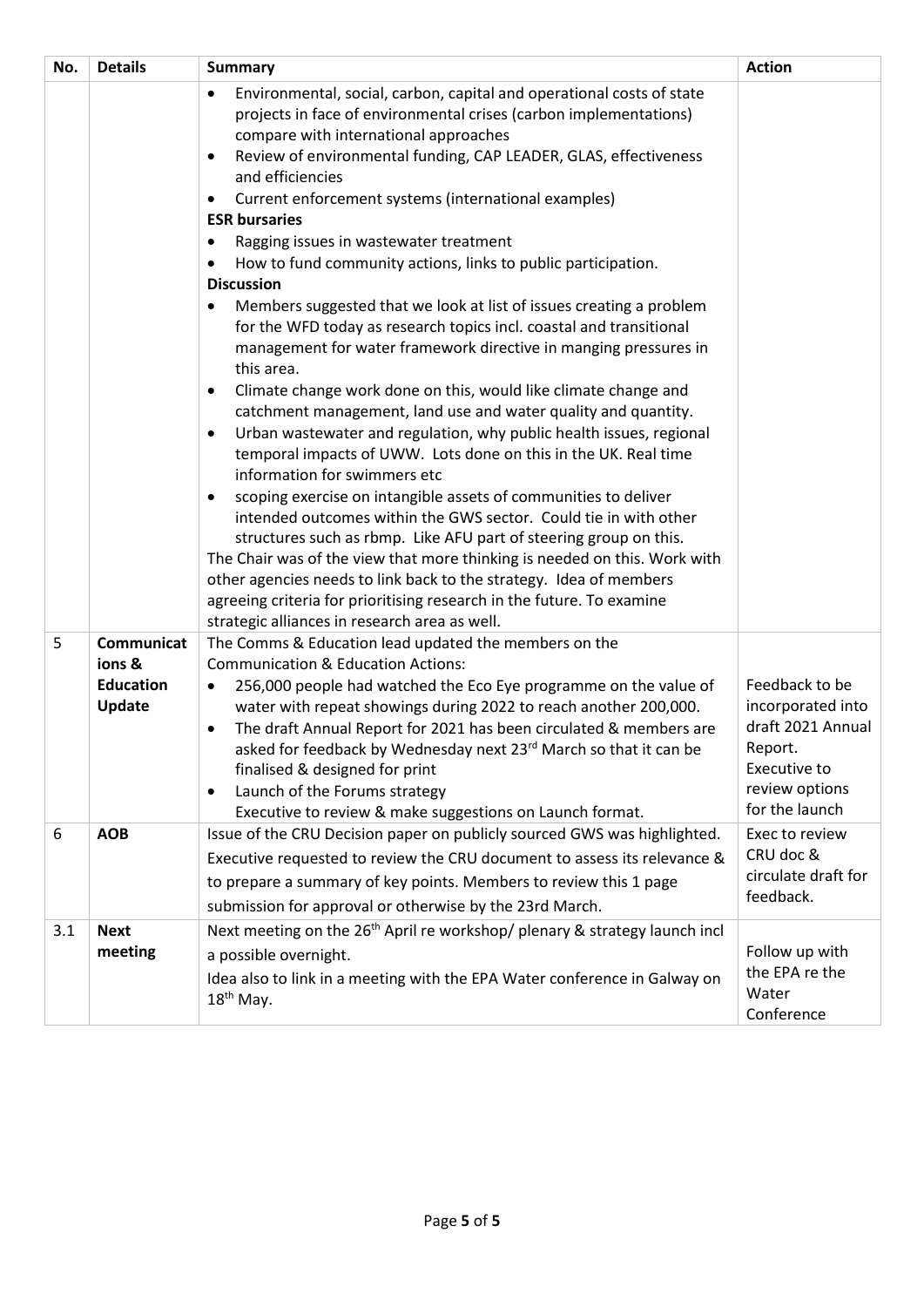| No. | Details | Summary | Action |
| --- | --- | --- | --- |
| | | • Environmental, social, carbon, capital and operational costs of state projects in face of environmental crises (carbon implementations) compare with international approaches<br>• Review of environmental funding, CAP LEADER, GLAS, effectiveness and efficiencies<br>• Current enforcement systems (international examples)<br>**ESR bursaries**<br>• Ragging issues in wastewater treatment<br>• How to fund community actions, links to public participation.<br>**Discussion**<br>• Members suggested that we look at list of issues creating a problem for the WFD today as research topics incl. coastal and transitional management for water framework directive in manging pressures in this area.<br>• Climate change work done on this, would like climate change and catchment management, land use and water quality and quantity.<br>• Urban wastewater and regulation, why public health issues, regional temporal impacts of UWW. Lots done on this in the UK. Real time information for swimmers etc<br>• scoping exercise on intangible assets of communities to deliver intended outcomes within the GWS sector. Could tie in with other structures such as rbmp. Like AFU part of steering group on this.<br>The Chair was of the view that more thinking is needed on this. Work with other agencies needs to link back to the strategy. Idea of members agreeing criteria for prioritising research in the future. To examine strategic alliances in research area as well. | |
| 5 | **Communications & Education Update** | The Comms & Education lead updated the members on the Communication & Education Actions:<br>• 256,000 people had watched the Eco Eye programme on the value of water with repeat showings during 2022 to reach another 200,000.<br>• The draft Annual Report for 2021 has been circulated & members are asked for feedback by Wednesday next 23rd March so that it can be finalised & designed for print<br>• Launch of the Forums strategy<br>Executive to review & make suggestions on Launch format. | Feedback to be incorporated into draft 2021 Annual Report.<br>Executive to review options for the launch |
| 6 | **AOB** | Issue of the CRU Decision paper on publicly sourced GWS was highlighted. Executive requested to review the CRU document to assess its relevance & to prepare a summary of key points. Members to review this 1 page submission for approval or otherwise by the 23rd March. | Exec to review CRU doc & circulate draft for feedback. |
| 3.1 | **Next meeting** | Next meeting on the 26th April re workshop/ plenary & strategy launch incl a possible overnight.<br>Idea also to link in a meeting with the EPA Water conference in Galway on 18th May. | Follow up with the EPA re the Water Conference |